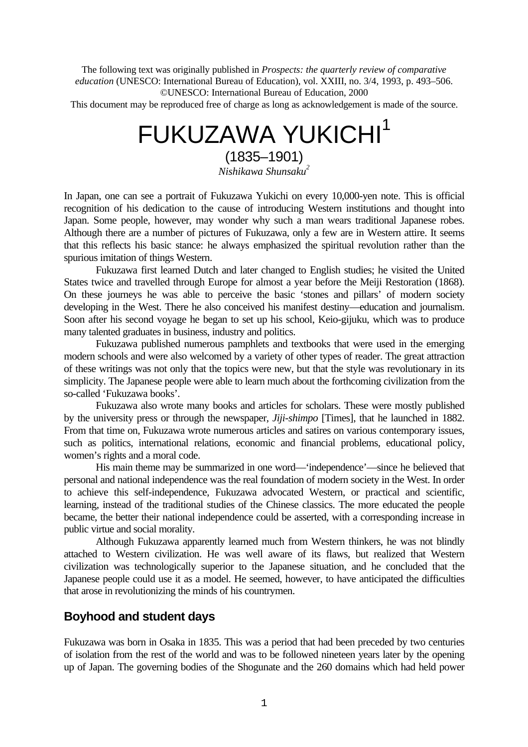The following text was originally published in *Prospects: the quarterly review of comparative education* (UNESCO: International Bureau of Education), vol. XXIII, no. 3/4, 1993, p. 493–506.
©UNESCO: International Bureau of Education, 2000
This document may be reproduced free of charge as long as acknowledgement is made of the source.

# FUKUZAWA YUKICHI[1]

## (1835–1901)

*Nishikawa Shunsaku*[2]

In Japan, one can see a portrait of Fukuzawa Yukichi on every 10,000-yen note. This is official recognition of his dedication to the cause of introducing Western institutions and thought into Japan. Some people, however, may wonder why such a man wears traditional Japanese robes. Although there are a number of pictures of Fukuzawa, only a few are in Western attire. It seems that this reflects his basic stance: he always emphasized the spiritual revolution rather than the spurious imitation of things Western.

Fukuzawa first learned Dutch and later changed to English studies; he visited the United States twice and travelled through Europe for almost a year before the Meiji Restoration (1868). On these journeys he was able to perceive the basic 'stones and pillars' of modern society developing in the West. There he also conceived his manifest destiny—education and journalism. Soon after his second voyage he began to set up his school, Keio-gijuku, which was to produce many talented graduates in business, industry and politics.

Fukuzawa published numerous pamphlets and textbooks that were used in the emerging modern schools and were also welcomed by a variety of other types of reader. The great attraction of these writings was not only that the topics were new, but that the style was revolutionary in its simplicity. The Japanese people were able to learn much about the forthcoming civilization from the so-called 'Fukuzawa books'.

Fukuzawa also wrote many books and articles for scholars. These were mostly published by the university press or through the newspaper, *Jiji-shimpo* [Times], that he launched in 1882. From that time on, Fukuzawa wrote numerous articles and satires on various contemporary issues, such as politics, international relations, economic and financial problems, educational policy, women's rights and a moral code.

His main theme may be summarized in one word—'independence'—since he believed that personal and national independence was the real foundation of modern society in the West. In order to achieve this self-independence, Fukuzawa advocated Western, or practical and scientific, learning, instead of the traditional studies of the Chinese classics. The more educated the people became, the better their national independence could be asserted, with a corresponding increase in public virtue and social morality.

Although Fukuzawa apparently learned much from Western thinkers, he was not blindly attached to Western civilization. He was well aware of its flaws, but realized that Western civilization was technologically superior to the Japanese situation, and he concluded that the Japanese people could use it as a model. He seemed, however, to have anticipated the difficulties that arose in revolutionizing the minds of his countrymen.

### Boyhood and student days

Fukuzawa was born in Osaka in 1835. This was a period that had been preceded by two centuries of isolation from the rest of the world and was to be followed nineteen years later by the opening up of Japan. The governing bodies of the Shogunate and the 260 domains which had held power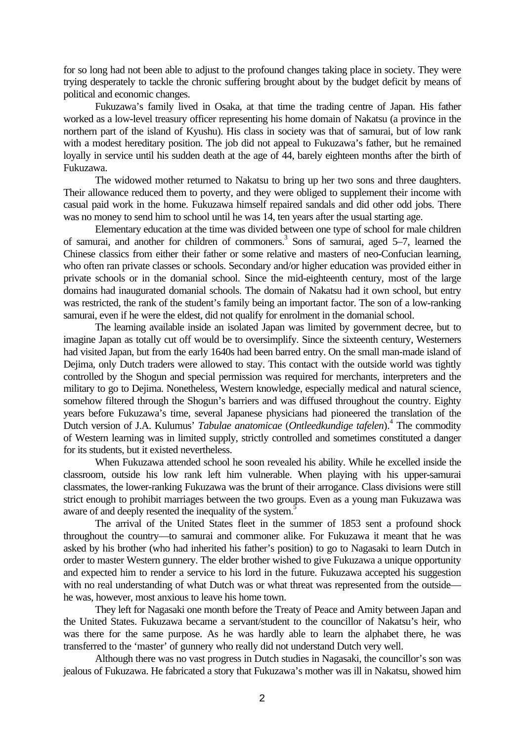for so long had not been able to adjust to the profound changes taking place in society. They were trying desperately to tackle the chronic suffering brought about by the budget deficit by means of political and economic changes.

Fukuzawa's family lived in Osaka, at that time the trading centre of Japan. His father worked as a low-level treasury officer representing his home domain of Nakatsu (a province in the northern part of the island of Kyushu). His class in society was that of samurai, but of low rank with a modest hereditary position. The job did not appeal to Fukuzawa's father, but he remained loyally in service until his sudden death at the age of 44, barely eighteen months after the birth of Fukuzawa.

The widowed mother returned to Nakatsu to bring up her two sons and three daughters. Their allowance reduced them to poverty, and they were obliged to supplement their income with casual paid work in the home. Fukuzawa himself repaired sandals and did other odd jobs. There was no money to send him to school until he was 14, ten years after the usual starting age.

Elementary education at the time was divided between one type of school for male children of samurai, and another for children of commoners.[3] Sons of samurai, aged 5–7, learned the Chinese classics from either their father or some relative and masters of neo-Confucian learning, who often ran private classes or schools. Secondary and/or higher education was provided either in private schools or in the domanial school. Since the mid-eighteenth century, most of the large domains had inaugurated domanial schools. The domain of Nakatsu had it own school, but entry was restricted, the rank of the student's family being an important factor. The son of a low-ranking samurai, even if he were the eldest, did not qualify for enrolment in the domanial school.

The learning available inside an isolated Japan was limited by government decree, but to imagine Japan as totally cut off would be to oversimplify. Since the sixteenth century, Westerners had visited Japan, but from the early 1640s had been barred entry. On the small man-made island of Dejima, only Dutch traders were allowed to stay. This contact with the outside world was tightly controlled by the Shogun and special permission was required for merchants, interpreters and the military to go to Dejima. Nonetheless, Western knowledge, especially medical and natural science, somehow filtered through the Shogun's barriers and was diffused throughout the country. Eighty years before Fukuzawa's time, several Japanese physicians had pioneered the translation of the Dutch version of J.A. Kulumus' *Tabulae anatomicae* (*Ontleedkundige tafelen*).[4] The commodity of Western learning was in limited supply, strictly controlled and sometimes constituted a danger for its students, but it existed nevertheless.

When Fukuzawa attended school he soon revealed his ability. While he excelled inside the classroom, outside his low rank left him vulnerable. When playing with his upper-samurai classmates, the lower-ranking Fukuzawa was the brunt of their arrogance. Class divisions were still strict enough to prohibit marriages between the two groups. Even as a young man Fukuzawa was aware of and deeply resented the inequality of the system.[5]

The arrival of the United States fleet in the summer of 1853 sent a profound shock throughout the country—to samurai and commoner alike. For Fukuzawa it meant that he was asked by his brother (who had inherited his father's position) to go to Nagasaki to learn Dutch in order to master Western gunnery. The elder brother wished to give Fukuzawa a unique opportunity and expected him to render a service to his lord in the future. Fukuzawa accepted his suggestion with no real understanding of what Dutch was or what threat was represented from the outside—he was, however, most anxious to leave his home town.

They left for Nagasaki one month before the Treaty of Peace and Amity between Japan and the United States. Fukuzawa became a servant/student to the councillor of Nakatsu's heir, who was there for the same purpose. As he was hardly able to learn the alphabet there, he was transferred to the 'master' of gunnery who really did not understand Dutch very well.

Although there was no vast progress in Dutch studies in Nagasaki, the councillor's son was jealous of Fukuzawa. He fabricated a story that Fukuzawa's mother was ill in Nakatsu, showed him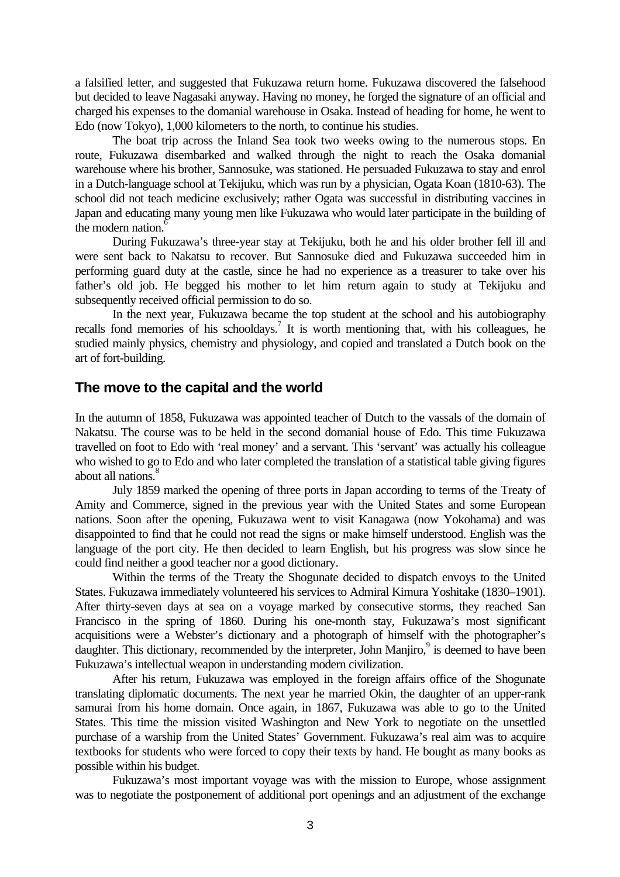a falsified letter, and suggested that Fukuzawa return home. Fukuzawa discovered the falsehood but decided to leave Nagasaki anyway. Having no money, he forged the signature of an official and charged his expenses to the domanial warehouse in Osaka. Instead of heading for home, he went to Edo (now Tokyo), 1,000 kilometers to the north, to continue his studies.

The boat trip across the Inland Sea took two weeks owing to the numerous stops. En route, Fukuzawa disembarked and walked through the night to reach the Osaka domanial warehouse where his brother, Sannosuke, was stationed. He persuaded Fukuzawa to stay and enrol in a Dutch-language school at Tekijuku, which was run by a physician, Ogata Koan (1810-63). The school did not teach medicine exclusively; rather Ogata was successful in distributing vaccines in Japan and educating many young men like Fukuzawa who would later participate in the building of the modern nation.[6]

During Fukuzawa's three-year stay at Tekijuku, both he and his older brother fell ill and were sent back to Nakatsu to recover. But Sannosuke died and Fukuzawa succeeded him in performing guard duty at the castle, since he had no experience as a treasurer to take over his father's old job. He begged his mother to let him return again to study at Tekijuku and subsequently received official permission to do so.

In the next year, Fukuzawa became the top student at the school and his autobiography recalls fond memories of his schooldays.[7] It is worth mentioning that, with his colleagues, he studied mainly physics, chemistry and physiology, and copied and translated a Dutch book on the art of fort-building.

## The move to the capital and the world

In the autumn of 1858, Fukuzawa was appointed teacher of Dutch to the vassals of the domain of Nakatsu. The course was to be held in the second domanial house of Edo. This time Fukuzawa travelled on foot to Edo with 'real money' and a servant. This 'servant' was actually his colleague who wished to go to Edo and who later completed the translation of a statistical table giving figures about all nations.[8]

July 1859 marked the opening of three ports in Japan according to terms of the Treaty of Amity and Commerce, signed in the previous year with the United States and some European nations. Soon after the opening, Fukuzawa went to visit Kanagawa (now Yokohama) and was disappointed to find that he could not read the signs or make himself understood. English was the language of the port city. He then decided to learn English, but his progress was slow since he could find neither a good teacher nor a good dictionary.

Within the terms of the Treaty the Shogunate decided to dispatch envoys to the United States. Fukuzawa immediately volunteered his services to Admiral Kimura Yoshitake (1830–1901). After thirty-seven days at sea on a voyage marked by consecutive storms, they reached San Francisco in the spring of 1860. During his one-month stay, Fukuzawa's most significant acquisitions were a Webster's dictionary and a photograph of himself with the photographer's daughter. This dictionary, recommended by the interpreter, John Manjiro,[9] is deemed to have been Fukuzawa's intellectual weapon in understanding modern civilization.

After his return, Fukuzawa was employed in the foreign affairs office of the Shogunate translating diplomatic documents. The next year he married Okin, the daughter of an upper-rank samurai from his home domain. Once again, in 1867, Fukuzawa was able to go to the United States. This time the mission visited Washington and New York to negotiate on the unsettled purchase of a warship from the United States' Government. Fukuzawa's real aim was to acquire textbooks for students who were forced to copy their texts by hand. He bought as many books as possible within his budget.

Fukuzawa's most important voyage was with the mission to Europe, whose assignment was to negotiate the postponement of additional port openings and an adjustment of the exchange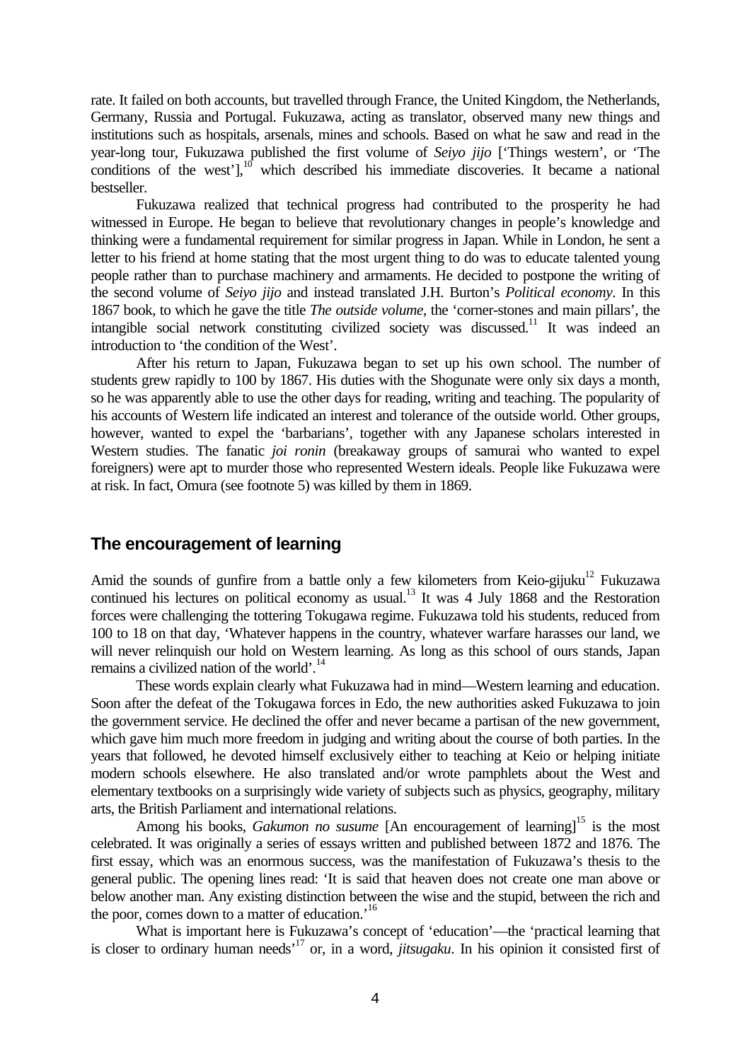rate. It failed on both accounts, but travelled through France, the United Kingdom, the Netherlands, Germany, Russia and Portugal. Fukuzawa, acting as translator, observed many new things and institutions such as hospitals, arsenals, mines and schools. Based on what he saw and read in the year-long tour, Fukuzawa published the first volume of *Seiyo jijo* ['Things western', or 'The conditions of the west'],[10] which described his immediate discoveries. It became a national bestseller.

Fukuzawa realized that technical progress had contributed to the prosperity he had witnessed in Europe. He began to believe that revolutionary changes in people's knowledge and thinking were a fundamental requirement for similar progress in Japan. While in London, he sent a letter to his friend at home stating that the most urgent thing to do was to educate talented young people rather than to purchase machinery and armaments. He decided to postpone the writing of the second volume of *Seiyo jijo* and instead translated J.H. Burton's *Political economy*. In this 1867 book, to which he gave the title *The outside volume*, the 'corner-stones and main pillars', the intangible social network constituting civilized society was discussed.[11] It was indeed an introduction to 'the condition of the West'.

After his return to Japan, Fukuzawa began to set up his own school. The number of students grew rapidly to 100 by 1867. His duties with the Shogunate were only six days a month, so he was apparently able to use the other days for reading, writing and teaching. The popularity of his accounts of Western life indicated an interest and tolerance of the outside world. Other groups, however, wanted to expel the 'barbarians', together with any Japanese scholars interested in Western studies. The fanatic *joi ronin* (breakaway groups of samurai who wanted to expel foreigners) were apt to murder those who represented Western ideals. People like Fukuzawa were at risk. In fact, Omura (see footnote 5) was killed by them in 1869.

## The encouragement of learning

Amid the sounds of gunfire from a battle only a few kilometers from Keio-gijuku[12] Fukuzawa continued his lectures on political economy as usual.[13] It was 4 July 1868 and the Restoration forces were challenging the tottering Tokugawa regime. Fukuzawa told his students, reduced from 100 to 18 on that day, 'Whatever happens in the country, whatever warfare harasses our land, we will never relinquish our hold on Western learning. As long as this school of ours stands, Japan remains a civilized nation of the world'.[14]

These words explain clearly what Fukuzawa had in mind—Western learning and education. Soon after the defeat of the Tokugawa forces in Edo, the new authorities asked Fukuzawa to join the government service. He declined the offer and never became a partisan of the new government, which gave him much more freedom in judging and writing about the course of both parties. In the years that followed, he devoted himself exclusively either to teaching at Keio or helping initiate modern schools elsewhere. He also translated and/or wrote pamphlets about the West and elementary textbooks on a surprisingly wide variety of subjects such as physics, geography, military arts, the British Parliament and international relations.

Among his books, *Gakumon no susume* [An encouragement of learning][15] is the most celebrated. It was originally a series of essays written and published between 1872 and 1876. The first essay, which was an enormous success, was the manifestation of Fukuzawa's thesis to the general public. The opening lines read: 'It is said that heaven does not create one man above or below another man. Any existing distinction between the wise and the stupid, between the rich and the poor, comes down to a matter of education.'[16]

What is important here is Fukuzawa's concept of 'education'—the 'practical learning that is closer to ordinary human needs'[17] or, in a word, *jitsugaku*. In his opinion it consisted first of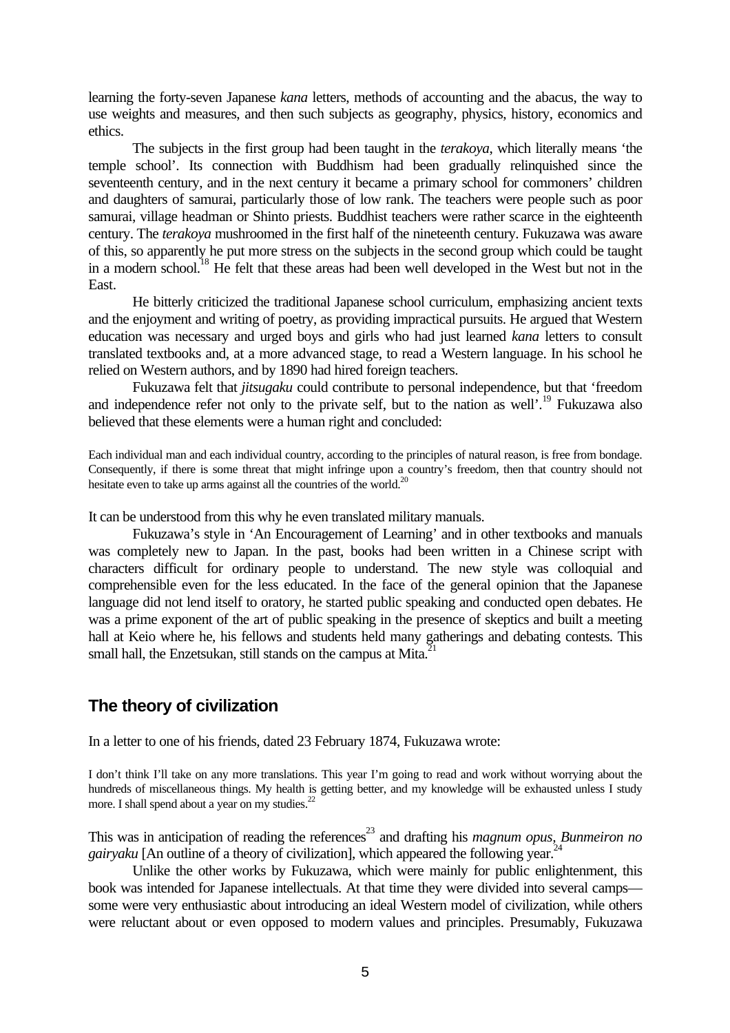learning the forty-seven Japanese *kana* letters, methods of accounting and the abacus, the way to use weights and measures, and then such subjects as geography, physics, history, economics and ethics.

The subjects in the first group had been taught in the *terakoya*, which literally means 'the temple school'. Its connection with Buddhism had been gradually relinquished since the seventeenth century, and in the next century it became a primary school for commoners' children and daughters of samurai, particularly those of low rank. The teachers were people such as poor samurai, village headman or Shinto priests. Buddhist teachers were rather scarce in the eighteenth century. The *terakoya* mushroomed in the first half of the nineteenth century. Fukuzawa was aware of this, so apparently he put more stress on the subjects in the second group which could be taught in a modern school.[18] He felt that these areas had been well developed in the West but not in the East.

He bitterly criticized the traditional Japanese school curriculum, emphasizing ancient texts and the enjoyment and writing of poetry, as providing impractical pursuits. He argued that Western education was necessary and urged boys and girls who had just learned *kana* letters to consult translated textbooks and, at a more advanced stage, to read a Western language. In his school he relied on Western authors, and by 1890 had hired foreign teachers.

Fukuzawa felt that *jitsugaku* could contribute to personal independence, but that 'freedom and independence refer not only to the private self, but to the nation as well'.[19] Fukuzawa also believed that these elements were a human right and concluded:

> Each individual man and each individual country, according to the principles of natural reason, is free from bondage. Consequently, if there is some threat that might infringe upon a country's freedom, then that country should not hesitate even to take up arms against all the countries of the world.[20]

It can be understood from this why he even translated military manuals.

Fukuzawa's style in 'An Encouragement of Learning' and in other textbooks and manuals was completely new to Japan. In the past, books had been written in a Chinese script with characters difficult for ordinary people to understand. The new style was colloquial and comprehensible even for the less educated. In the face of the general opinion that the Japanese language did not lend itself to oratory, he started public speaking and conducted open debates. He was a prime exponent of the art of public speaking in the presence of skeptics and built a meeting hall at Keio where he, his fellows and students held many gatherings and debating contests. This small hall, the Enzetsukan, still stands on the campus at Mita.[21]

## The theory of civilization

In a letter to one of his friends, dated 23 February 1874, Fukuzawa wrote:

> I don't think I'll take on any more translations. This year I'm going to read and work without worrying about the hundreds of miscellaneous things. My health is getting better, and my knowledge will be exhausted unless I study more. I shall spend about a year on my studies.[22]

This was in anticipation of reading the references[23] and drafting his *magnum opus*, *Bunmeiron no gairyaku* [An outline of a theory of civilization], which appeared the following year.[24]

Unlike the other works by Fukuzawa, which were mainly for public enlightenment, this book was intended for Japanese intellectuals. At that time they were divided into several camps—some were very enthusiastic about introducing an ideal Western model of civilization, while others were reluctant about or even opposed to modern values and principles. Presumably, Fukuzawa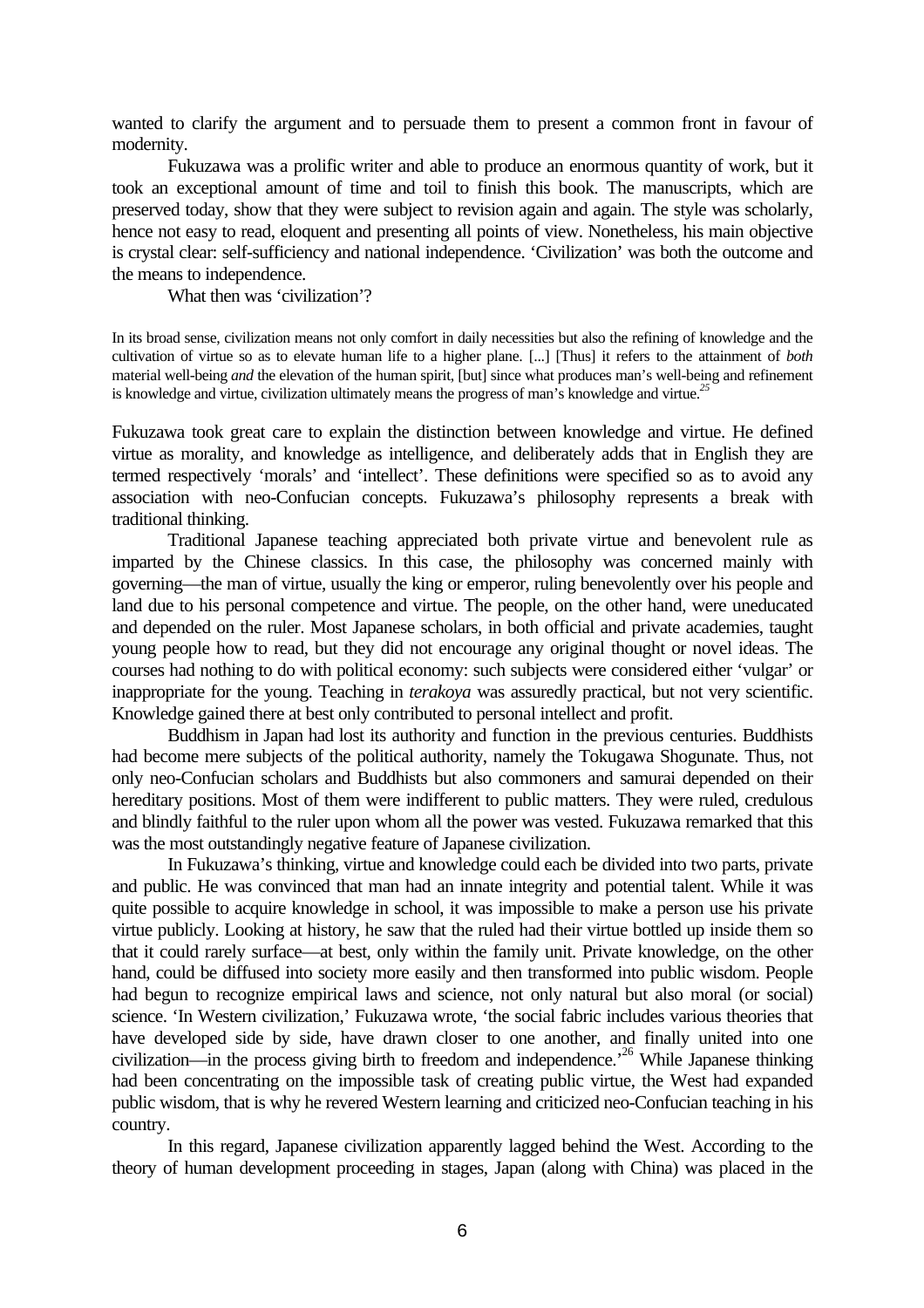wanted to clarify the argument and to persuade them to present a common front in favour of modernity.

Fukuzawa was a prolific writer and able to produce an enormous quantity of work, but it took an exceptional amount of time and toil to finish this book. The manuscripts, which are preserved today, show that they were subject to revision again and again. The style was scholarly, hence not easy to read, eloquent and presenting all points of view. Nonetheless, his main objective is crystal clear: self-sufficiency and national independence. 'Civilization' was both the outcome and the means to independence.

What then was 'civilization'?

> In its broad sense, civilization means not only comfort in daily necessities but also the refining of knowledge and the cultivation of virtue so as to elevate human life to a higher plane. [...] [Thus] it refers to the attainment of *both* material well-being *and* the elevation of the human spirit, [but] since what produces man's well-being and refinement is knowledge and virtue, civilization ultimately means the progress of man's knowledge and virtue.[25]

Fukuzawa took great care to explain the distinction between knowledge and virtue. He defined virtue as morality, and knowledge as intelligence, and deliberately adds that in English they are termed respectively 'morals' and 'intellect'. These definitions were specified so as to avoid any association with neo-Confucian concepts. Fukuzawa's philosophy represents a break with traditional thinking.

Traditional Japanese teaching appreciated both private virtue and benevolent rule as imparted by the Chinese classics. In this case, the philosophy was concerned mainly with governing—the man of virtue, usually the king or emperor, ruling benevolently over his people and land due to his personal competence and virtue. The people, on the other hand, were uneducated and depended on the ruler. Most Japanese scholars, in both official and private academies, taught young people how to read, but they did not encourage any original thought or novel ideas. The courses had nothing to do with political economy: such subjects were considered either 'vulgar' or inappropriate for the young. Teaching in *terakoya* was assuredly practical, but not very scientific. Knowledge gained there at best only contributed to personal intellect and profit.

Buddhism in Japan had lost its authority and function in the previous centuries. Buddhists had become mere subjects of the political authority, namely the Tokugawa Shogunate. Thus, not only neo-Confucian scholars and Buddhists but also commoners and samurai depended on their hereditary positions. Most of them were indifferent to public matters. They were ruled, credulous and blindly faithful to the ruler upon whom all the power was vested. Fukuzawa remarked that this was the most outstandingly negative feature of Japanese civilization.

In Fukuzawa's thinking, virtue and knowledge could each be divided into two parts, private and public. He was convinced that man had an innate integrity and potential talent. While it was quite possible to acquire knowledge in school, it was impossible to make a person use his private virtue publicly. Looking at history, he saw that the ruled had their virtue bottled up inside them so that it could rarely surface—at best, only within the family unit. Private knowledge, on the other hand, could be diffused into society more easily and then transformed into public wisdom. People had begun to recognize empirical laws and science, not only natural but also moral (or social) science. 'In Western civilization,' Fukuzawa wrote, 'the social fabric includes various theories that have developed side by side, have drawn closer to one another, and finally united into one civilization—in the process giving birth to freedom and independence.'[26] While Japanese thinking had been concentrating on the impossible task of creating public virtue, the West had expanded public wisdom, that is why he revered Western learning and criticized neo-Confucian teaching in his country.

In this regard, Japanese civilization apparently lagged behind the West. According to the theory of human development proceeding in stages, Japan (along with China) was placed in the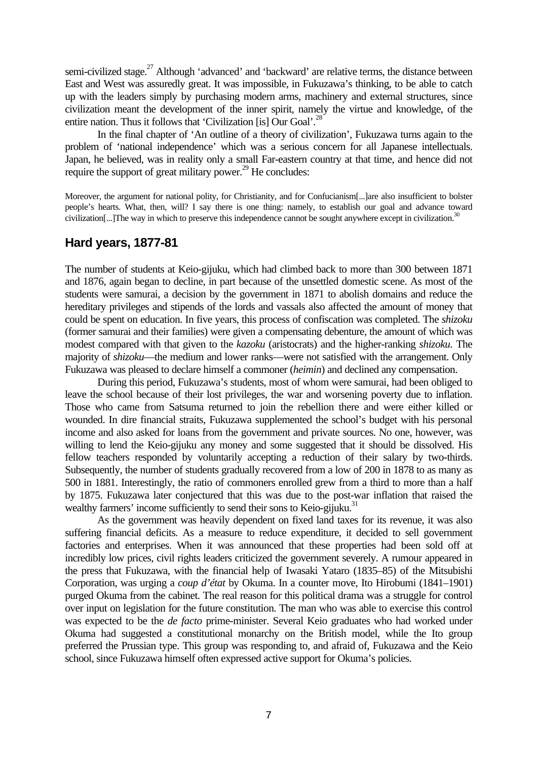semi-civilized stage.[27] Although 'advanced' and 'backward' are relative terms, the distance between East and West was assuredly great. It was impossible, in Fukuzawa's thinking, to be able to catch up with the leaders simply by purchasing modern arms, machinery and external structures, since civilization meant the development of the inner spirit, namely the virtue and knowledge, of the entire nation. Thus it follows that 'Civilization [is] Our Goal'.[28]

In the final chapter of 'An outline of a theory of civilization', Fukuzawa turns again to the problem of 'national independence' which was a serious concern for all Japanese intellectuals. Japan, he believed, was in reality only a small Far-eastern country at that time, and hence did not require the support of great military power.[29] He concludes:

> Moreover, the argument for national polity, for Christianity, and for Confucianism[...]are also insufficient to bolster people's hearts. What, then, will? I say there is one thing: namely, to establish our goal and advance toward civilization[...]The way in which to preserve this independence cannot be sought anywhere except in civilization.[30]

## Hard years, 1877-81

The number of students at Keio-gijuku, which had climbed back to more than 300 between 1871 and 1876, again began to decline, in part because of the unsettled domestic scene. As most of the students were samurai, a decision by the government in 1871 to abolish domains and reduce the hereditary privileges and stipends of the lords and vassals also affected the amount of money that could be spent on education. In five years, this process of confiscation was completed. The *shizoku* (former samurai and their families) were given a compensating debenture, the amount of which was modest compared with that given to the *kazoku* (aristocrats) and the higher-ranking *shizoku*. The majority of *shizoku*—the medium and lower ranks—were not satisfied with the arrangement. Only Fukuzawa was pleased to declare himself a commoner (*heimin*) and declined any compensation.

During this period, Fukuzawa's students, most of whom were samurai, had been obliged to leave the school because of their lost privileges, the war and worsening poverty due to inflation. Those who came from Satsuma returned to join the rebellion there and were either killed or wounded. In dire financial straits, Fukuzawa supplemented the school's budget with his personal income and also asked for loans from the government and private sources. No one, however, was willing to lend the Keio-gijuku any money and some suggested that it should be dissolved. His fellow teachers responded by voluntarily accepting a reduction of their salary by two-thirds. Subsequently, the number of students gradually recovered from a low of 200 in 1878 to as many as 500 in 1881. Interestingly, the ratio of commoners enrolled grew from a third to more than a half by 1875. Fukuzawa later conjectured that this was due to the post-war inflation that raised the wealthy farmers' income sufficiently to send their sons to Keio-gijuku.[31]

As the government was heavily dependent on fixed land taxes for its revenue, it was also suffering financial deficits. As a measure to reduce expenditure, it decided to sell government factories and enterprises. When it was announced that these properties had been sold off at incredibly low prices, civil rights leaders criticized the government severely. A rumour appeared in the press that Fukuzawa, with the financial help of Iwasaki Yataro (1835–85) of the Mitsubishi Corporation, was urging a *coup d'état* by Okuma. In a counter move, Ito Hirobumi (1841–1901) purged Okuma from the cabinet. The real reason for this political drama was a struggle for control over input on legislation for the future constitution. The man who was able to exercise this control was expected to be the *de facto* prime-minister. Several Keio graduates who had worked under Okuma had suggested a constitutional monarchy on the British model, while the Ito group preferred the Prussian type. This group was responding to, and afraid of, Fukuzawa and the Keio school, since Fukuzawa himself often expressed active support for Okuma's policies.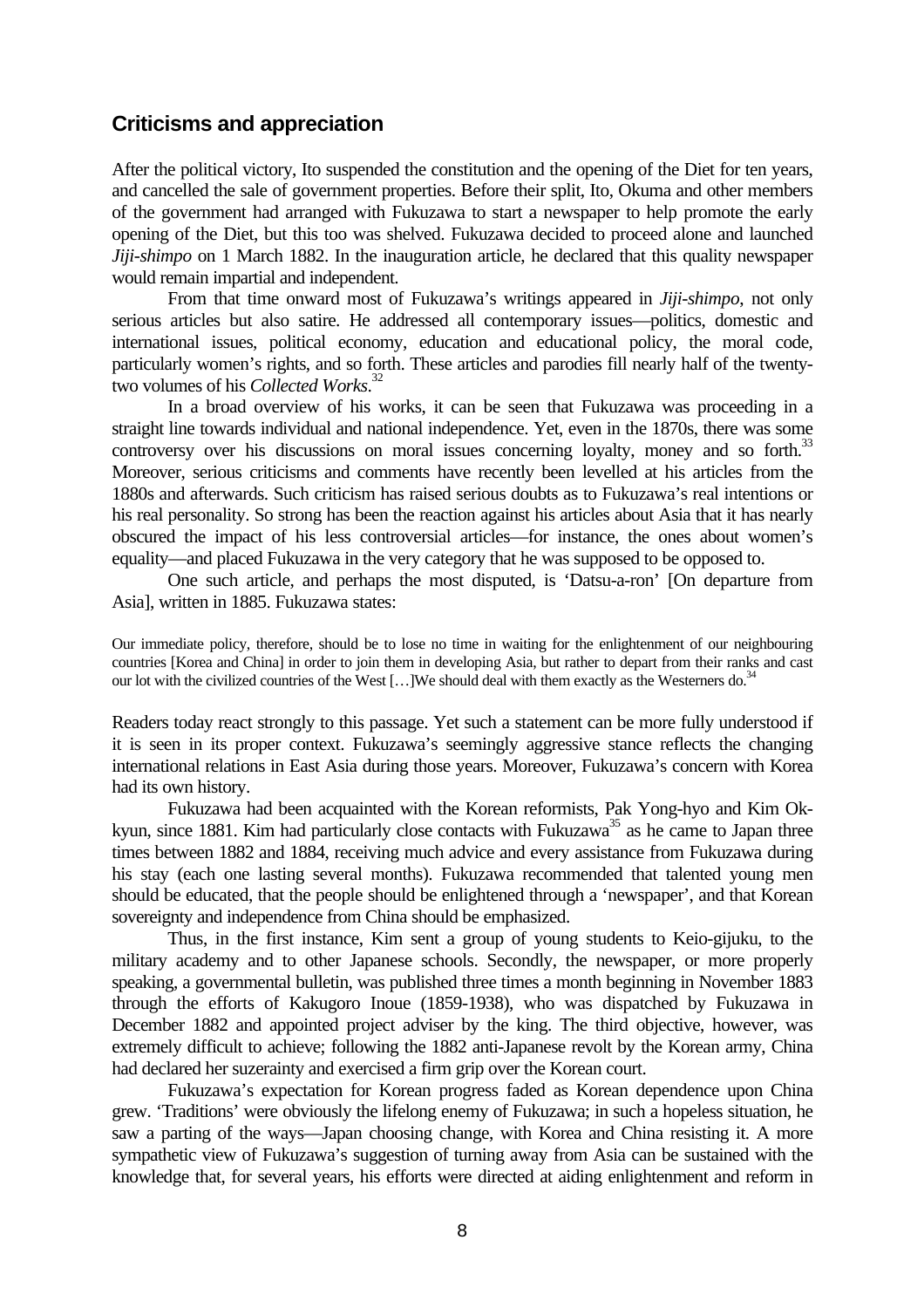## Criticisms and appreciation

After the political victory, Ito suspended the constitution and the opening of the Diet for ten years, and cancelled the sale of government properties. Before their split, Ito, Okuma and other members of the government had arranged with Fukuzawa to start a newspaper to help promote the early opening of the Diet, but this too was shelved. Fukuzawa decided to proceed alone and launched *Jiji-shimpo* on 1 March 1882. In the inauguration article, he declared that this quality newspaper would remain impartial and independent.

From that time onward most of Fukuzawa's writings appeared in *Jiji-shimpo*, not only serious articles but also satire. He addressed all contemporary issues—politics, domestic and international issues, political economy, education and educational policy, the moral code, particularly women's rights, and so forth. These articles and parodies fill nearly half of the twenty-two volumes of his *Collected Works*.[32]

In a broad overview of his works, it can be seen that Fukuzawa was proceeding in a straight line towards individual and national independence. Yet, even in the 1870s, there was some controversy over his discussions on moral issues concerning loyalty, money and so forth.[33] Moreover, serious criticisms and comments have recently been levelled at his articles from the 1880s and afterwards. Such criticism has raised serious doubts as to Fukuzawa's real intentions or his real personality. So strong has been the reaction against his articles about Asia that it has nearly obscured the impact of his less controversial articles—for instance, the ones about women's equality—and placed Fukuzawa in the very category that he was supposed to be opposed to.

One such article, and perhaps the most disputed, is 'Datsu-a-ron' [On departure from Asia], written in 1885. Fukuzawa states:

> Our immediate policy, therefore, should be to lose no time in waiting for the enlightenment of our neighbouring countries [Korea and China] in order to join them in developing Asia, but rather to depart from their ranks and cast our lot with the civilized countries of the West […]We should deal with them exactly as the Westerners do.[34]

Readers today react strongly to this passage. Yet such a statement can be more fully understood if it is seen in its proper context. Fukuzawa's seemingly aggressive stance reflects the changing international relations in East Asia during those years. Moreover, Fukuzawa's concern with Korea had its own history.

Fukuzawa had been acquainted with the Korean reformists, Pak Yong-hyo and Kim Ok-kyun, since 1881. Kim had particularly close contacts with Fukuzawa[35] as he came to Japan three times between 1882 and 1884, receiving much advice and every assistance from Fukuzawa during his stay (each one lasting several months). Fukuzawa recommended that talented young men should be educated, that the people should be enlightened through a 'newspaper', and that Korean sovereignty and independence from China should be emphasized.

Thus, in the first instance, Kim sent a group of young students to Keio-gijuku, to the military academy and to other Japanese schools. Secondly, the newspaper, or more properly speaking, a governmental bulletin, was published three times a month beginning in November 1883 through the efforts of Kakugoro Inoue (1859-1938), who was dispatched by Fukuzawa in December 1882 and appointed project adviser by the king. The third objective, however, was extremely difficult to achieve; following the 1882 anti-Japanese revolt by the Korean army, China had declared her suzerainty and exercised a firm grip over the Korean court.

Fukuzawa's expectation for Korean progress faded as Korean dependence upon China grew. 'Traditions' were obviously the lifelong enemy of Fukuzawa; in such a hopeless situation, he saw a parting of the ways—Japan choosing change, with Korea and China resisting it. A more sympathetic view of Fukuzawa's suggestion of turning away from Asia can be sustained with the knowledge that, for several years, his efforts were directed at aiding enlightenment and reform in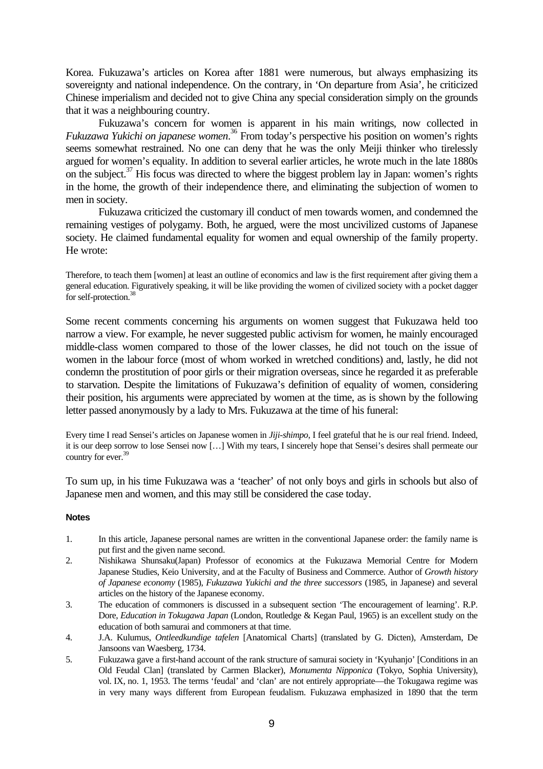Korea. Fukuzawa's articles on Korea after 1881 were numerous, but always emphasizing its sovereignty and national independence. On the contrary, in 'On departure from Asia', he criticized Chinese imperialism and decided not to give China any special consideration simply on the grounds that it was a neighbouring country.

Fukuzawa's concern for women is apparent in his main writings, now collected in *Fukuzawa Yukichi on japanese women*.[36] From today's perspective his position on women's rights seems somewhat restrained. No one can deny that he was the only Meiji thinker who tirelessly argued for women's equality. In addition to several earlier articles, he wrote much in the late 1880s on the subject.[37] His focus was directed to where the biggest problem lay in Japan: women's rights in the home, the growth of their independence there, and eliminating the subjection of women to men in society.

Fukuzawa criticized the customary ill conduct of men towards women, and condemned the remaining vestiges of polygamy. Both, he argued, were the most uncivilized customs of Japanese society. He claimed fundamental equality for women and equal ownership of the family property. He wrote:

> Therefore, to teach them [women] at least an outline of economics and law is the first requirement after giving them a general education. Figuratively speaking, it will be like providing the women of civilized society with a pocket dagger for self-protection.[38]

Some recent comments concerning his arguments on women suggest that Fukuzawa held too narrow a view. For example, he never suggested public activism for women, he mainly encouraged middle-class women compared to those of the lower classes, he did not touch on the issue of women in the labour force (most of whom worked in wretched conditions) and, lastly, he did not condemn the prostitution of poor girls or their migration overseas, since he regarded it as preferable to starvation. Despite the limitations of Fukuzawa's definition of equality of women, considering their position, his arguments were appreciated by women at the time, as is shown by the following letter passed anonymously by a lady to Mrs. Fukuzawa at the time of his funeral:

> Every time I read Sensei's articles on Japanese women in *Jiji-shimpo*, I feel grateful that he is our real friend. Indeed, it is our deep sorrow to lose Sensei now […] With my tears, I sincerely hope that Sensei's desires shall permeate our country for ever.[39]

To sum up, in his time Fukuzawa was a 'teacher' of not only boys and girls in schools but also of Japanese men and women, and this may still be considered the case today.

#### Notes

1. In this article, Japanese personal names are written in the conventional Japanese order: the family name is put first and the given name second.
2. Nishikawa Shunsaku(Japan) Professor of economics at the Fukuzawa Memorial Centre for Modern Japanese Studies, Keio University, and at the Faculty of Business and Commerce. Author of *Growth history of Japanese economy* (1985), *Fukuzawa Yukichi and the three successors* (1985, in Japanese) and several articles on the history of the Japanese economy.
3. The education of commoners is discussed in a subsequent section 'The encouragement of learning'. R.P. Dore, *Education in Tokugawa Japan* (London, Routledge & Kegan Paul, 1965) is an excellent study on the education of both samurai and commoners at that time.
4. J.A. Kulumus, *Ontleedkundige tafelen* [Anatomical Charts] (translated by G. Dicten), Amsterdam, De Jansoons van Waesberg, 1734.
5. Fukuzawa gave a first-hand account of the rank structure of samurai society in 'Kyuhanjo' [Conditions in an Old Feudal Clan] (translated by Carmen Blacker), *Monumenta Nipponica* (Tokyo, Sophia University), vol. IX, no. 1, 1953. The terms 'feudal' and 'clan' are not entirely appropriate—the Tokugawa regime was in very many ways different from European feudalism. Fukuzawa emphasized in 1890 that the term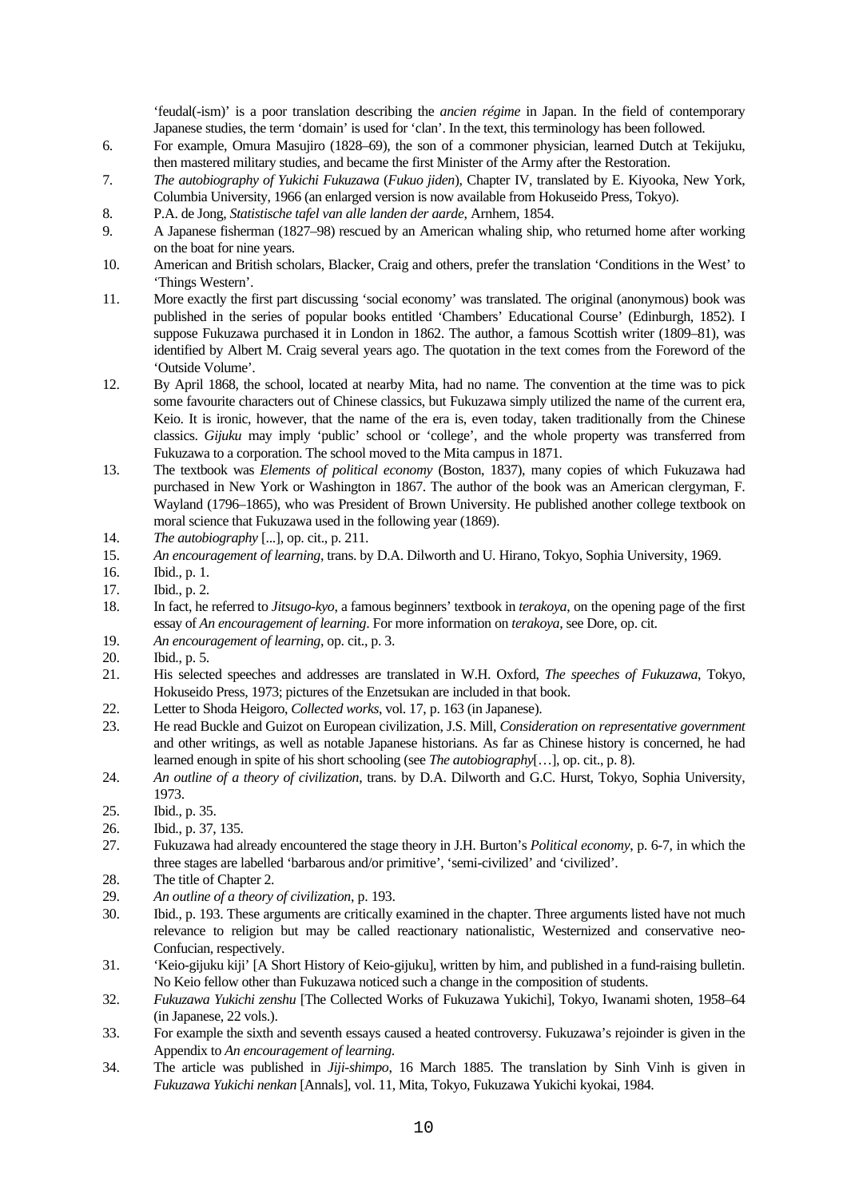'feudal(-ism)' is a poor translation describing the *ancien régime* in Japan. In the field of contemporary Japanese studies, the term 'domain' is used for 'clan'. In the text, this terminology has been followed.

6. For example, Omura Masujiro (1828–69), the son of a commoner physician, learned Dutch at Tekijuku, then mastered military studies, and became the first Minister of the Army after the Restoration.
7. *The autobiography of Yukichi Fukuzawa* (*Fukuo jiden*), Chapter IV, translated by E. Kiyooka, New York, Columbia University, 1966 (an enlarged version is now available from Hokuseido Press, Tokyo).
8. P.A. de Jong, *Statistische tafel van alle landen der aarde*, Arnhem, 1854.
9. A Japanese fisherman (1827–98) rescued by an American whaling ship, who returned home after working on the boat for nine years.
10. American and British scholars, Blacker, Craig and others, prefer the translation 'Conditions in the West' to 'Things Western'.
11. More exactly the first part discussing 'social economy' was translated. The original (anonymous) book was published in the series of popular books entitled 'Chambers' Educational Course' (Edinburgh, 1852). I suppose Fukuzawa purchased it in London in 1862. The author, a famous Scottish writer (1809–81), was identified by Albert M. Craig several years ago. The quotation in the text comes from the Foreword of the 'Outside Volume'.
12. By April 1868, the school, located at nearby Mita, had no name. The convention at the time was to pick some favourite characters out of Chinese classics, but Fukuzawa simply utilized the name of the current era, Keio. It is ironic, however, that the name of the era is, even today, taken traditionally from the Chinese classics. *Gijuku* may imply 'public' school or 'college', and the whole property was transferred from Fukuzawa to a corporation. The school moved to the Mita campus in 1871.
13. The textbook was *Elements of political economy* (Boston, 1837), many copies of which Fukuzawa had purchased in New York or Washington in 1867. The author of the book was an American clergyman, F. Wayland (1796–1865), who was President of Brown University. He published another college textbook on moral science that Fukuzawa used in the following year (1869).
14. *The autobiography* [...], op. cit., p. 211.
15. *An encouragement of learning*, trans. by D.A. Dilworth and U. Hirano, Tokyo, Sophia University, 1969.
16. Ibid., p. 1.
17. Ibid., p. 2.
18. In fact, he referred to *Jitsugo-kyo*, a famous beginners' textbook in *terakoya*, on the opening page of the first essay of *An encouragement of learning*. For more information on *terakoya*, see Dore, op. cit.
19. *An encouragement of learning*, op. cit., p. 3.
20. Ibid., p. 5.
21. His selected speeches and addresses are translated in W.H. Oxford, *The speeches of Fukuzawa*, Tokyo, Hokuseido Press, 1973; pictures of the Enzetsukan are included in that book.
22. Letter to Shoda Heigoro, *Collected works*, vol. 17, p. 163 (in Japanese).
23. He read Buckle and Guizot on European civilization, J.S. Mill, *Consideration on representative government* and other writings, as well as notable Japanese historians. As far as Chinese history is concerned, he had learned enough in spite of his short schooling (see *The autobiography*[…], op. cit., p. 8).
24. *An outline of a theory of civilization*, trans. by D.A. Dilworth and G.C. Hurst, Tokyo, Sophia University, 1973.
25. Ibid., p. 35.
26. Ibid., p. 37, 135.
27. Fukuzawa had already encountered the stage theory in J.H. Burton's *Political economy*, p. 6-7, in which the three stages are labelled 'barbarous and/or primitive', 'semi-civilized' and 'civilized'.
28. The title of Chapter 2.
29. *An outline of a theory of civilization*, p. 193.
30. Ibid., p. 193. These arguments are critically examined in the chapter. Three arguments listed have not much relevance to religion but may be called reactionary nationalistic, Westernized and conservative neo-Confucian, respectively.
31. 'Keio-gijuku kiji' [A Short History of Keio-gijuku], written by him, and published in a fund-raising bulletin. No Keio fellow other than Fukuzawa noticed such a change in the composition of students.
32. *Fukuzawa Yukichi zenshu* [The Collected Works of Fukuzawa Yukichi], Tokyo, Iwanami shoten, 1958–64 (in Japanese, 22 vols.).
33. For example the sixth and seventh essays caused a heated controversy. Fukuzawa's rejoinder is given in the Appendix to *An encouragement of learning*.
34. The article was published in *Jiji-shimpo*, 16 March 1885. The translation by Sinh Vinh is given in *Fukuzawa Yukichi nenkan* [Annals], vol. 11, Mita, Tokyo, Fukuzawa Yukichi kyokai, 1984.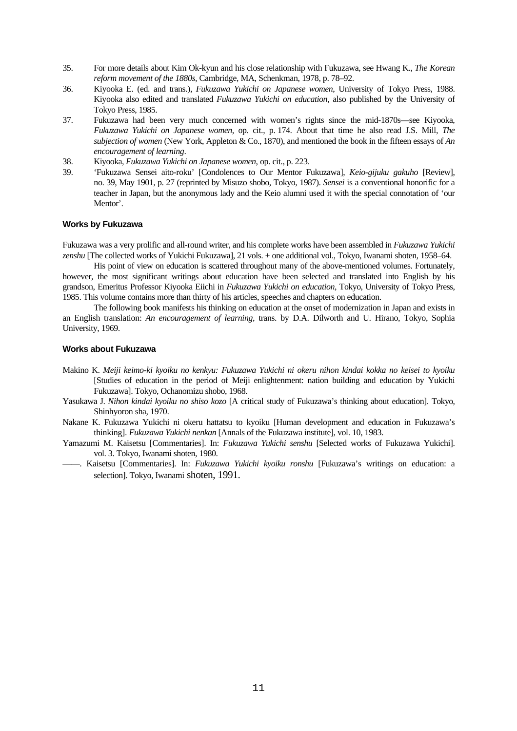35. For more details about Kim Ok-kyun and his close relationship with Fukuzawa, see Hwang K., *The Korean reform movement of the 1880s*, Cambridge, MA, Schenkman, 1978, p. 78–92.
36. Kiyooka E. (ed. and trans.), *Fukuzawa Yukichi on Japanese women*, University of Tokyo Press, 1988. Kiyooka also edited and translated *Fukuzawa Yukichi on education*, also published by the University of Tokyo Press, 1985.
37. Fukuzawa had been very much concerned with women's rights since the mid-1870s—see Kiyooka, *Fukuzawa Yukichi on Japanese women*, op. cit., p. 174. About that time he also read J.S. Mill, *The subjection of women* (New York, Appleton & Co., 1870), and mentioned the book in the fifteen essays of *An encouragement of learning*.
38. Kiyooka, *Fukuzawa Yukichi on Japanese women*, op. cit., p. 223.
39. 'Fukuzawa Sensei aito-roku' [Condolences to Our Mentor Fukuzawa], *Keio-gijuku gakuho* [Review], no. 39, May 1901, p. 27 (reprinted by Misuzo shobo, Tokyo, 1987). *Sensei* is a conventional honorific for a teacher in Japan, but the anonymous lady and the Keio alumni used it with the special connotation of 'our Mentor'.

### Works by Fukuzawa

Fukuzawa was a very prolific and all-round writer, and his complete works have been assembled in *Fukuzawa Yukichi zenshu* [The collected works of Yukichi Fukuzawa], 21 vols. + one additional vol., Tokyo, Iwanami shoten, 1958–64.

His point of view on education is scattered throughout many of the above-mentioned volumes. Fortunately, however, the most significant writings about education have been selected and translated into English by his grandson, Emeritus Professor Kiyooka Eiichi in *Fukuzawa Yukichi on education*, Tokyo, University of Tokyo Press, 1985. This volume contains more than thirty of his articles, speeches and chapters on education.

The following book manifests his thinking on education at the onset of modernization in Japan and exists in an English translation: *An encouragement of learning*, trans. by D.A. Dilworth and U. Hirano, Tokyo, Sophia University, 1969.

### Works about Fukuzawa

Makino K. *Meiji keimo-ki kyoiku no kenkyu: Fukuzawa Yukichi ni okeru nihon kindai kokka no keisei to kyoiku* [Studies of education in the period of Meiji enlightenment: nation building and education by Yukichi Fukuzawa]. Tokyo, Ochanomizu shobo, 1968.

Yasukawa J. *Nihon kindai kyoiku no shiso kozo* [A critical study of Fukuzawa's thinking about education]. Tokyo, Shinhyoron sha, 1970.

Nakane K. Fukuzawa Yukichi ni okeru hattatsu to kyoiku [Human development and education in Fukuzawa's thinking]. *Fukuzawa Yukichi nenkan* [Annals of the Fukuzawa institute], vol. 10, 1983.

Yamazumi M. Kaisetsu [Commentaries]. In: *Fukuzawa Yukichi senshu* [Selected works of Fukuzawa Yukichi]. vol. 3. Tokyo, Iwanami shoten, 1980.

——. Kaisetsu [Commentaries]. In: *Fukuzawa Yukichi kyoiku ronshu* [Fukuzawa's writings on education: a selection]. Tokyo, Iwanami shoten, 1991.